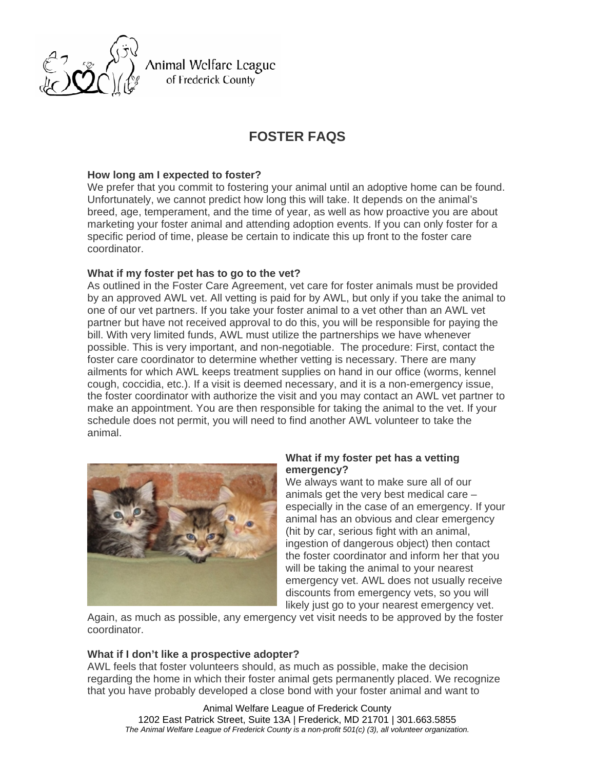Animal Welfare League of Frederick County

# FOSTER FAQS

**How long am I expected to foster?**
We prefer that you commit to fostering your animal until an adoptive home can be found. Unfortunately, we cannot predict how long this will take. It depends on the animal's breed, age, temperament, and the time of year, as well as how proactive you are about marketing your foster animal and attending adoption events. If you can only foster for a specific period of time, please be certain to indicate this up front to the foster care coordinator.

**What if my foster pet has to go to the vet?**
As outlined in the Foster Care Agreement, vet care for foster animals must be provided by an approved AWL vet. All vetting is paid for by AWL, but only if you take the animal to one of our vet partners. If you take your foster animal to a vet other than an AWL vet partner but have not received approval to do this, you will be responsible for paying the bill. With very limited funds, AWL must utilize the partnerships we have whenever possible. This is very important, and non-negotiable. The procedure: First, contact the foster care coordinator to determine whether vetting is necessary. There are many ailments for which AWL keeps treatment supplies on hand in our office (worms, kennel cough, coccidia, etc.). If a visit is deemed necessary, and it is a non-emergency issue, the foster coordinator with authorize the visit and you may contact an AWL vet partner to make an appointment. You are then responsible for taking the animal to the vet. If your schedule does not permit, you will need to find another AWL volunteer to take the animal.

**What if my foster pet has a vetting emergency?**
We always want to make sure all of our animals get the very best medical care – especially in the case of an emergency. If your animal has an obvious and clear emergency (hit by car, serious fight with an animal, ingestion of dangerous object) then contact the foster coordinator and inform her that you will be taking the animal to your nearest emergency vet. AWL does not usually receive discounts from emergency vets, so you will likely just go to your nearest emergency vet. Again, as much as possible, any emergency vet visit needs to be approved by the foster coordinator.

**What if I don't like a prospective adopter?**
AWL feels that foster volunteers should, as much as possible, make the decision regarding the home in which their foster animal gets permanently placed. We recognize that you have probably developed a close bond with your foster animal and want to

Animal Welfare League of Frederick County
1202 East Patrick Street, Suite 13A | Frederick, MD 21701 | 301.663.5855
*The Animal Welfare League of Frederick County is a non-profit 501(c) (3), all volunteer organization.*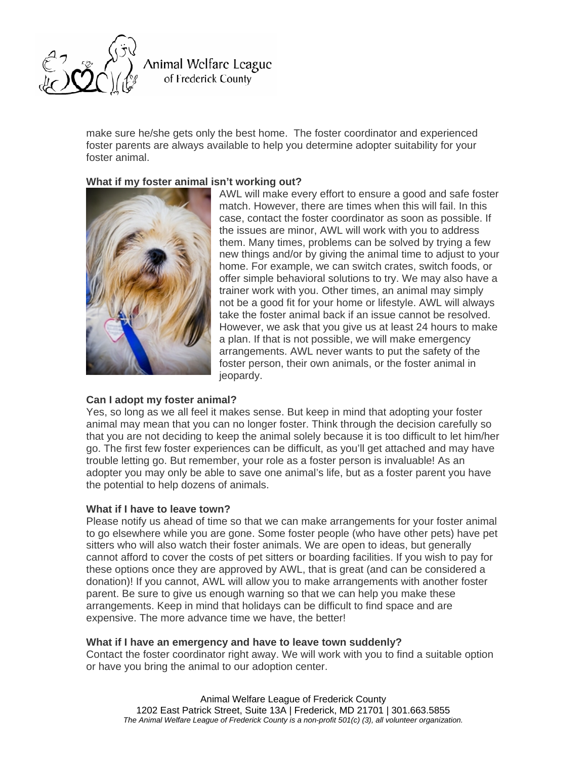make sure he/she gets only the best home. The foster coordinator and experienced foster parents are always available to help you determine adopter suitability for your foster animal.

**What if my foster animal isn't working out?**

AWL will make every effort to ensure a good and safe foster match. However, there are times when this will fail. In this case, contact the foster coordinator as soon as possible. If the issues are minor, AWL will work with you to address them. Many times, problems can be solved by trying a few new things and/or by giving the animal time to adjust to your home. For example, we can switch crates, switch foods, or offer simple behavioral solutions to try. We may also have a trainer work with you. Other times, an animal may simply not be a good fit for your home or lifestyle. AWL will always take the foster animal back if an issue cannot be resolved. However, we ask that you give us at least 24 hours to make a plan. If that is not possible, we will make emergency arrangements. AWL never wants to put the safety of the foster person, their own animals, or the foster animal in jeopardy.

**Can I adopt my foster animal?**

Yes, so long as we all feel it makes sense. But keep in mind that adopting your foster animal may mean that you can no longer foster. Think through the decision carefully so that you are not deciding to keep the animal solely because it is too difficult to let him/her go. The first few foster experiences can be difficult, as you'll get attached and may have trouble letting go. But remember, your role as a foster person is invaluable! As an adopter you may only be able to save one animal's life, but as a foster parent you have the potential to help dozens of animals.

**What if I have to leave town?**

Please notify us ahead of time so that we can make arrangements for your foster animal to go elsewhere while you are gone. Some foster people (who have other pets) have pet sitters who will also watch their foster animals. We are open to ideas, but generally cannot afford to cover the costs of pet sitters or boarding facilities. If you wish to pay for these options once they are approved by AWL, that is great (and can be considered a donation)! If you cannot, AWL will allow you to make arrangements with another foster parent. Be sure to give us enough warning so that we can help you make these arrangements. Keep in mind that holidays can be difficult to find space and are expensive. The more advance time we have, the better!

**What if I have an emergency and have to leave town suddenly?**

Contact the foster coordinator right away. We will work with you to find a suitable option or have you bring the animal to our adoption center.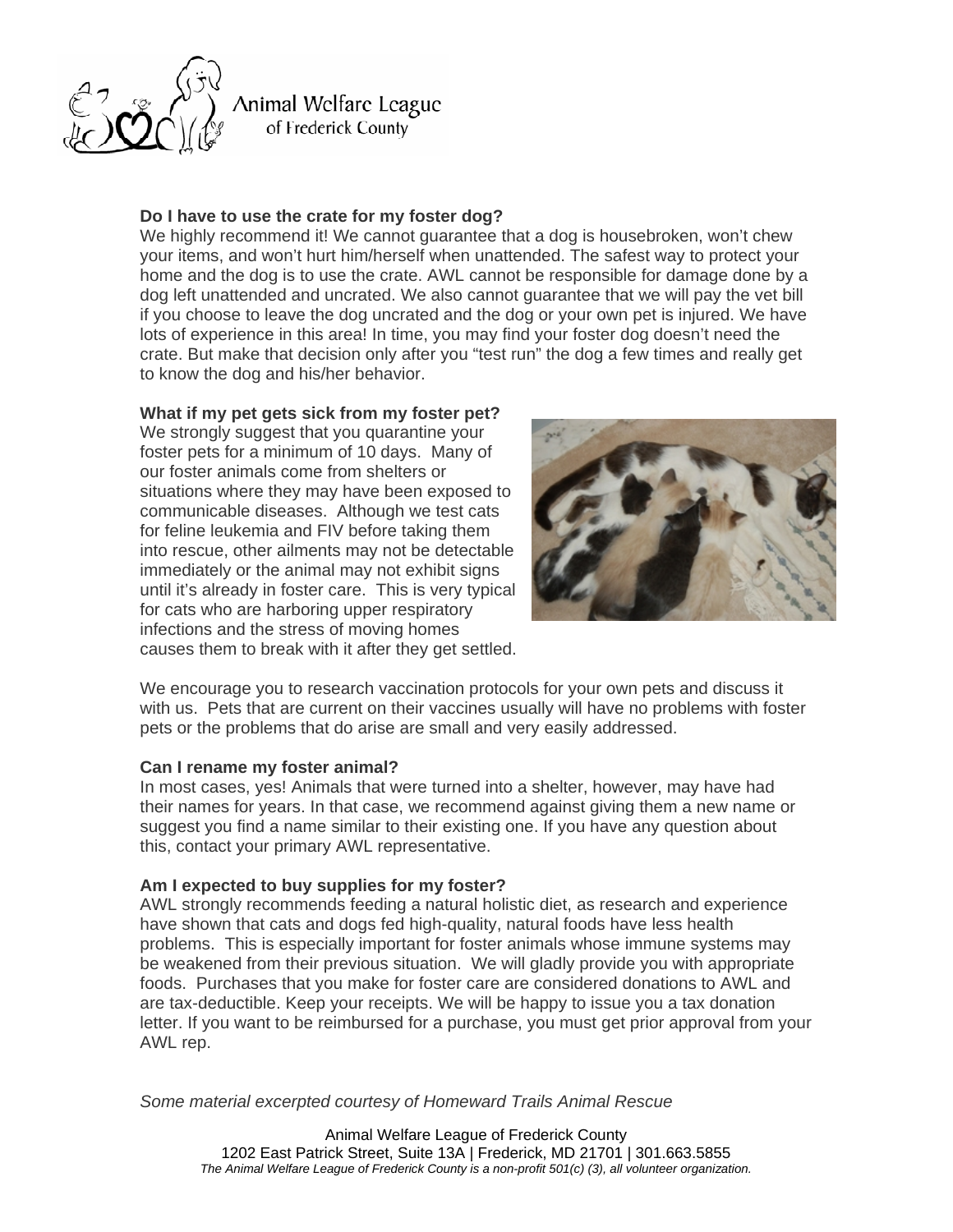Animal Welfare League of Frederick County

**Do I have to use the crate for my foster dog?**
We highly recommend it! We cannot guarantee that a dog is housebroken, won't chew your items, and won't hurt him/herself when unattended. The safest way to protect your home and the dog is to use the crate. AWL cannot be responsible for damage done by a dog left unattended and uncrated. We also cannot guarantee that we will pay the vet bill if you choose to leave the dog uncrated and the dog or your own pet is injured. We have lots of experience in this area! In time, you may find your foster dog doesn't need the crate. But make that decision only after you "test run" the dog a few times and really get to know the dog and his/her behavior.

**What if my pet gets sick from my foster pet?**
We strongly suggest that you quarantine your foster pets for a minimum of 10 days. Many of our foster animals come from shelters or situations where they may have been exposed to communicable diseases. Although we test cats for feline leukemia and FIV before taking them into rescue, other ailments may not be detectable immediately or the animal may not exhibit signs until it's already in foster care. This is very typical for cats who are harboring upper respiratory infections and the stress of moving homes causes them to break with it after they get settled.

We encourage you to research vaccination protocols for your own pets and discuss it with us. Pets that are current on their vaccines usually will have no problems with foster pets or the problems that do arise are small and very easily addressed.

**Can I rename my foster animal?**
In most cases, yes! Animals that were turned into a shelter, however, may have had their names for years. In that case, we recommend against giving them a new name or suggest you find a name similar to their existing one. If you have any question about this, contact your primary AWL representative.

**Am I expected to buy supplies for my foster?**
AWL strongly recommends feeding a natural holistic diet, as research and experience have shown that cats and dogs fed high-quality, natural foods have less health problems. This is especially important for foster animals whose immune systems may be weakened from their previous situation. We will gladly provide you with appropriate foods. Purchases that you make for foster care are considered donations to AWL and are tax-deductible. Keep your receipts. We will be happy to issue you a tax donation letter. If you want to be reimbursed for a purchase, you must get prior approval from your AWL rep.

*Some material excerpted courtesy of Homeward Trails Animal Rescue*

Animal Welfare League of Frederick County
1202 East Patrick Street, Suite 13A | Frederick, MD 21701 | 301.663.5855
*The Animal Welfare League of Frederick County is a non-profit 501(c) (3), all volunteer organization.*